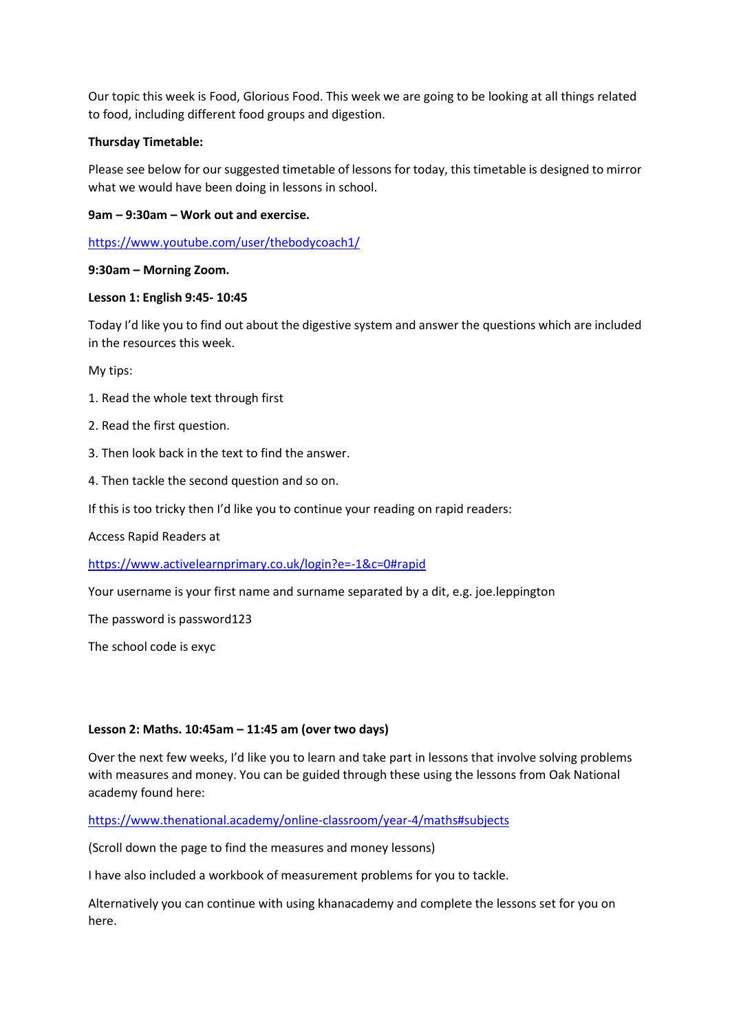Our topic this week is Food, Glorious Food. This week we are going to be looking at all things related to food, including different food groups and digestion.

**Thursday Timetable:**

Please see below for our suggested timetable of lessons for today, this timetable is designed to mirror what we would have been doing in lessons in school.

**9am – 9:30am – Work out and exercise.**

https://www.youtube.com/user/thebodycoach1/

**9:30am – Morning Zoom.**

**Lesson 1: English 9:45- 10:45**

Today I'd like you to find out about the digestive system and answer the questions which are included in the resources this week.

My tips:

1. Read the whole text through first
2. Read the first question.
3. Then look back in the text to find the answer.
4. Then tackle the second question and so on.

If this is too tricky then I'd like you to continue your reading on rapid readers:

Access Rapid Readers at

https://www.activelearnprimary.co.uk/login?e=-1&c=0#rapid

Your username is your first name and surname separated by a dit, e.g. joe.leppington

The password is password123

The school code is exyc

**Lesson 2: Maths. 10:45am – 11:45 am (over two days)**

Over the next few weeks, I'd like you to learn and take part in lessons that involve solving problems with measures and money. You can be guided through these using the lessons from Oak National academy found here:

https://www.thenational.academy/online-classroom/year-4/maths#subjects

(Scroll down the page to find the measures and money lessons)

I have also included a workbook of measurement problems for you to tackle.

Alternatively you can continue with using khanacademy and complete the lessons set for you on here.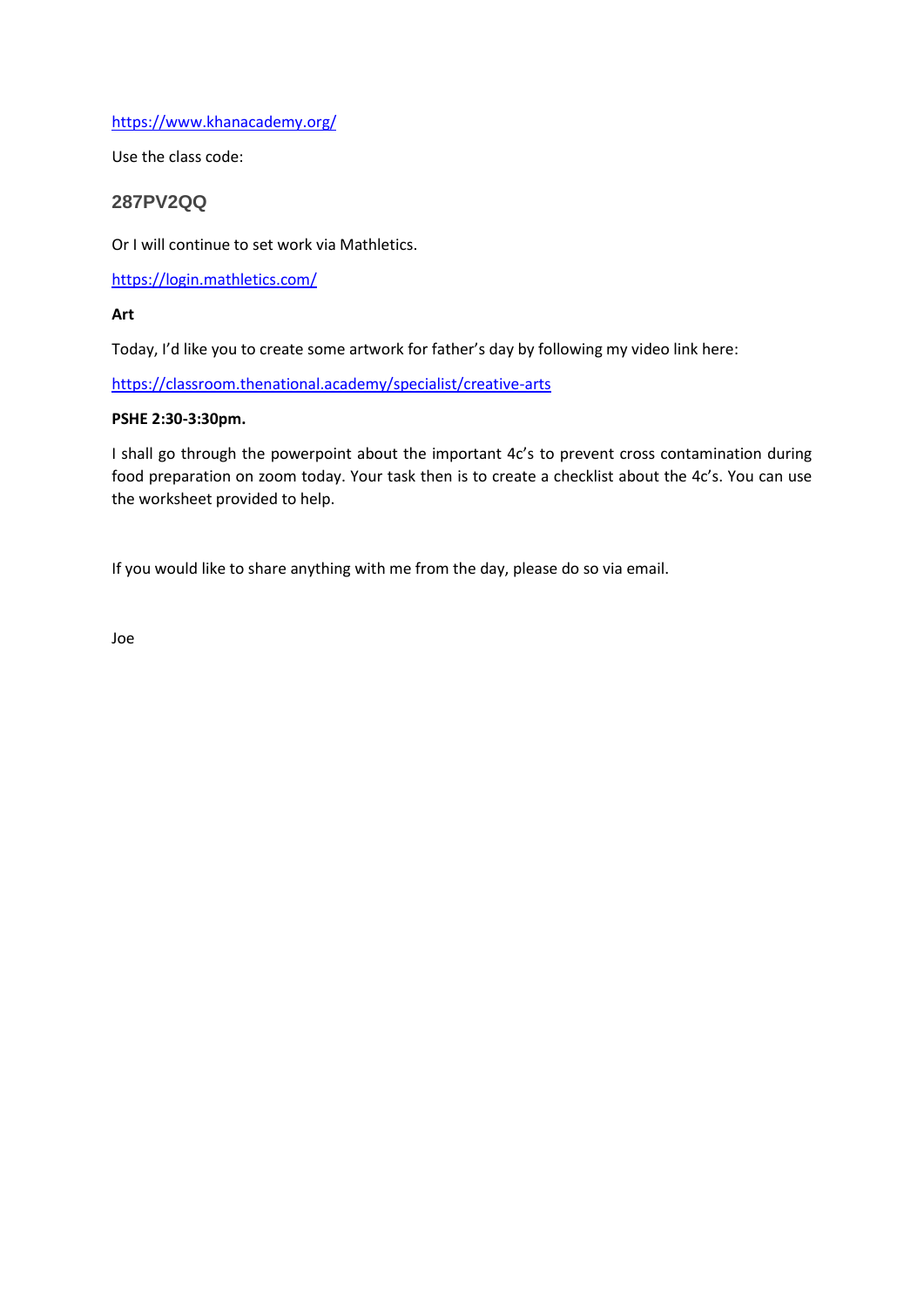https://www.khanacademy.org/

Use the class code:

**287PV2QQ**

Or I will continue to set work via Mathletics.

https://login.mathletics.com/

**Art**

Today, I'd like you to create some artwork for father's day by following my video link here:

https://classroom.thenational.academy/specialist/creative-arts

**PSHE 2:30-3:30pm.**

I shall go through the powerpoint about the important 4c's to prevent cross contamination during food preparation on zoom today. Your task then is to create a checklist about the 4c's. You can use the worksheet provided to help.

If you would like to share anything with me from the day, please do so via email.

Joe